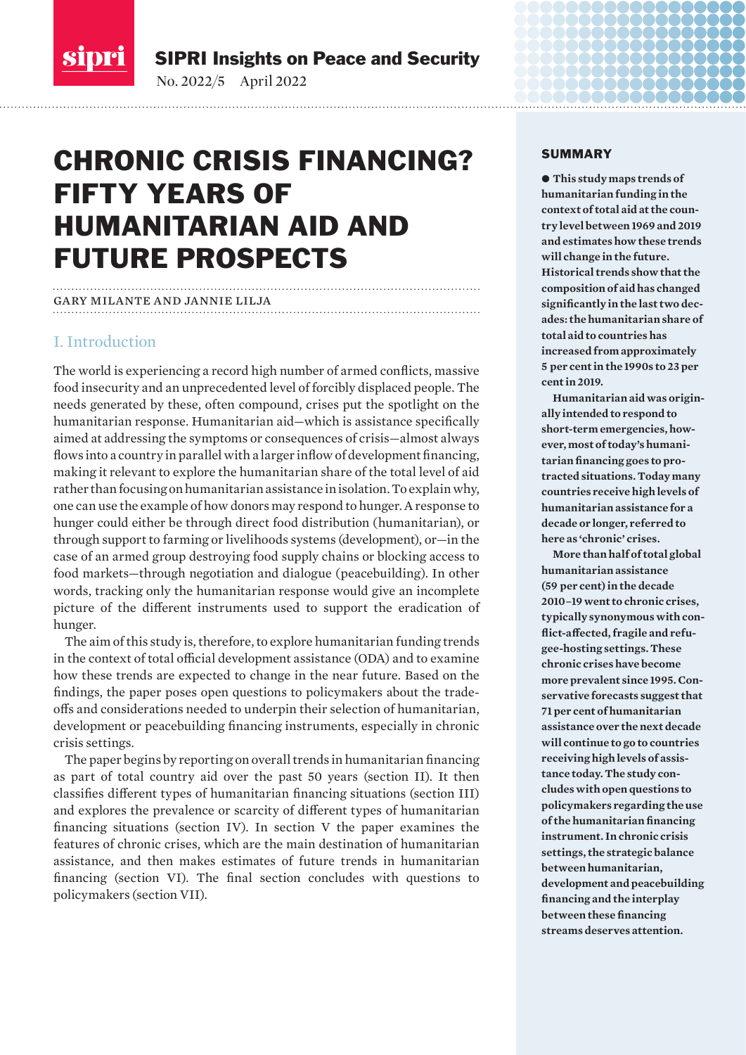SIPRI Insights on Peace and Security

No. 2022/5 April 2022

# CHRONIC CRISIS FINANCING? FIFTY YEARS OF HUMANITARIAN AID AND FUTURE PROSPECTS

GARY MILANTE AND JANNIE LILJA

## I. Introduction

The world is experiencing a record high number of armed conflicts, massive food insecurity and an unprecedented level of forcibly displaced people. The needs generated by these, often compound, crises put the spotlight on the humanitarian response. Humanitarian aid—which is assistance specifically aimed at addressing the symptoms or consequences of crisis—almost always flows into a country in parallel with a larger inflow of development financing, making it relevant to explore the humanitarian share of the total level of aid rather than focusing on humanitarian assistance in isolation. To explain why, one can use the example of how donors may respond to hunger. A response to hunger could either be through direct food distribution (humanitarian), or through support to farming or livelihoods systems (development), or—in the case of an armed group destroying food supply chains or blocking access to food markets—through negotiation and dialogue (peacebuilding). In other words, tracking only the humanitarian response would give an incomplete picture of the different instruments used to support the eradication of hunger.

The aim of this study is, therefore, to explore humanitarian funding trends in the context of total official development assistance (ODA) and to examine how these trends are expected to change in the near future. Based on the findings, the paper poses open questions to policymakers about the trade-offs and considerations needed to underpin their selection of humanitarian, development or peacebuilding financing instruments, especially in chronic crisis settings.

The paper begins by reporting on overall trends in humanitarian financing as part of total country aid over the past 50 years (section II). It then classifies different types of humanitarian financing situations (section III) and explores the prevalence or scarcity of different types of humanitarian financing situations (section IV). In section V the paper examines the features of chronic crises, which are the main destination of humanitarian assistance, and then makes estimates of future trends in humanitarian financing (section VI). The final section concludes with questions to policymakers (section VII).

### SUMMARY

**● This study maps trends of humanitarian funding in the context of total aid at the country level between 1969 and 2019 and estimates how these trends will change in the future. Historical trends show that the composition of aid has changed significantly in the last two decades: the humanitarian share of total aid to countries has increased from approximately 5 per cent in the 1990s to 23 per cent in 2019.**

**Humanitarian aid was originally intended to respond to short-term emergencies, however, most of today's humanitarian financing goes to protracted situations. Today many countries receive high levels of humanitarian assistance for a decade or longer, referred to here as 'chronic' crises.**

**More than half of total global humanitarian assistance (59 per cent) in the decade 2010–19 went to chronic crises, typically synonymous with conflict-affected, fragile and refugee-hosting settings. These chronic crises have become more prevalent since 1995. Conservative forecasts suggest that 71 per cent of humanitarian assistance over the next decade will continue to go to countries receiving high levels of assistance today. The study concludes with open questions to policymakers regarding the use of the humanitarian financing instrument. In chronic crisis settings, the strategic balance between humanitarian, development and peacebuilding financing and the interplay between these financing streams deserves attention.**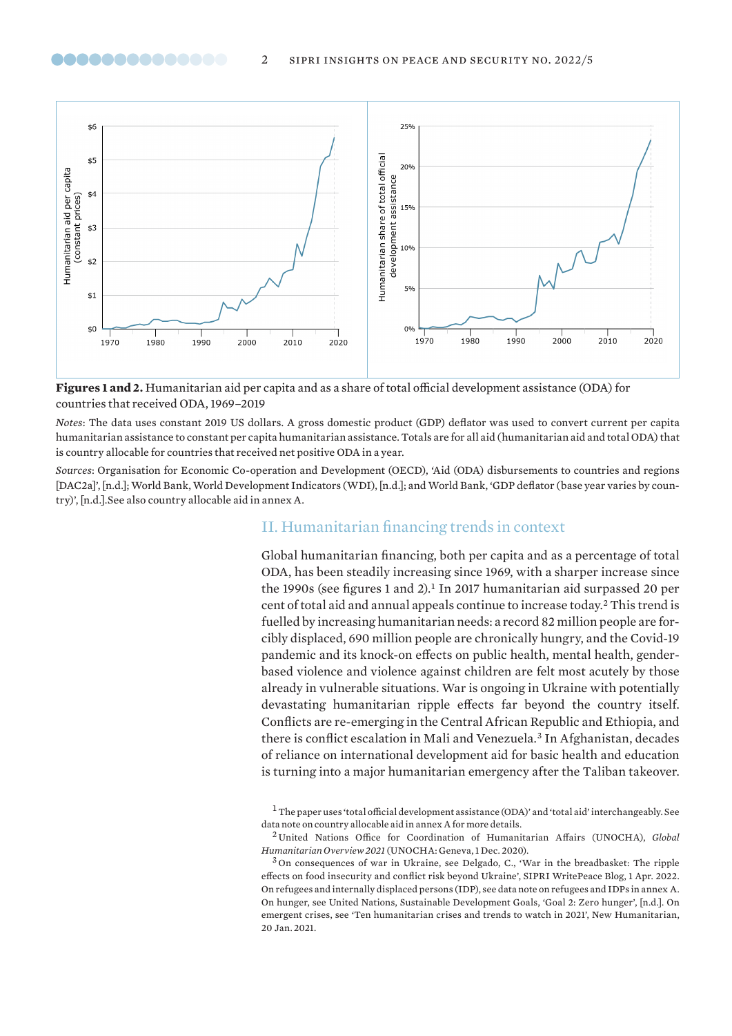**Figures 1 and 2.** Humanitarian aid per capita and as a share of total official development assistance (ODA) for countries that received ODA, 1969–2019

*Notes*: The data uses constant 2019 US dollars. A gross domestic product (GDP) deflator was used to convert current per capita humanitarian assistance to constant per capita humanitarian assistance. Totals are for all aid (humanitarian aid and total ODA) that is country allocable for countries that received net positive ODA in a year.

*Sources*: Organisation for Economic Co-operation and Development (OECD), 'Aid (ODA) disbursements to countries and regions [DAC2a]', [n.d.]; World Bank, World Development Indicators (WDI), [n.d.]; and World Bank, 'GDP deflator (base year varies by country)', [n.d.].See also country allocable aid in annex A.

## II. Humanitarian financing trends in context

Global humanitarian financing, both per capita and as a percentage of total ODA, has been steadily increasing since 1969, with a sharper increase since the 1990s (see figures 1 and 2).[1] In 2017 humanitarian aid surpassed 20 per cent of total aid and annual appeals continue to increase today.[2] This trend is fuelled by increasing humanitarian needs: a record 82 million people are forcibly displaced, 690 million people are chronically hungry, and the Covid-19 pandemic and its knock-on effects on public health, mental health, gender-based violence and violence against children are felt most acutely by those already in vulnerable situations. War is ongoing in Ukraine with potentially devastating humanitarian ripple effects far beyond the country itself. Conflicts are re-emerging in the Central African Republic and Ethiopia, and there is conflict escalation in Mali and Venezuela.[3] In Afghanistan, decades of reliance on international development aid for basic health and education is turning into a major humanitarian emergency after the Taliban takeover.

[1] The paper uses 'total official development assistance (ODA)' and 'total aid' interchangeably. See data note on country allocable aid in annex A for more details.

[2] United Nations Office for Coordination of Humanitarian Affairs (UNOCHA), *Global Humanitarian Overview 2021* (UNOCHA: Geneva, 1 Dec. 2020).

[3] On consequences of war in Ukraine, see Delgado, C., 'War in the breadbasket: The ripple effects on food insecurity and conflict risk beyond Ukraine', SIPRI WritePeace Blog, 1 Apr. 2022. On refugees and internally displaced persons (IDP), see data note on refugees and IDPs in annex A. On hunger, see United Nations, Sustainable Development Goals, 'Goal 2: Zero hunger', [n.d.]. On emergent crises, see 'Ten humanitarian crises and trends to watch in 2021', New Humanitarian, 20 Jan. 2021.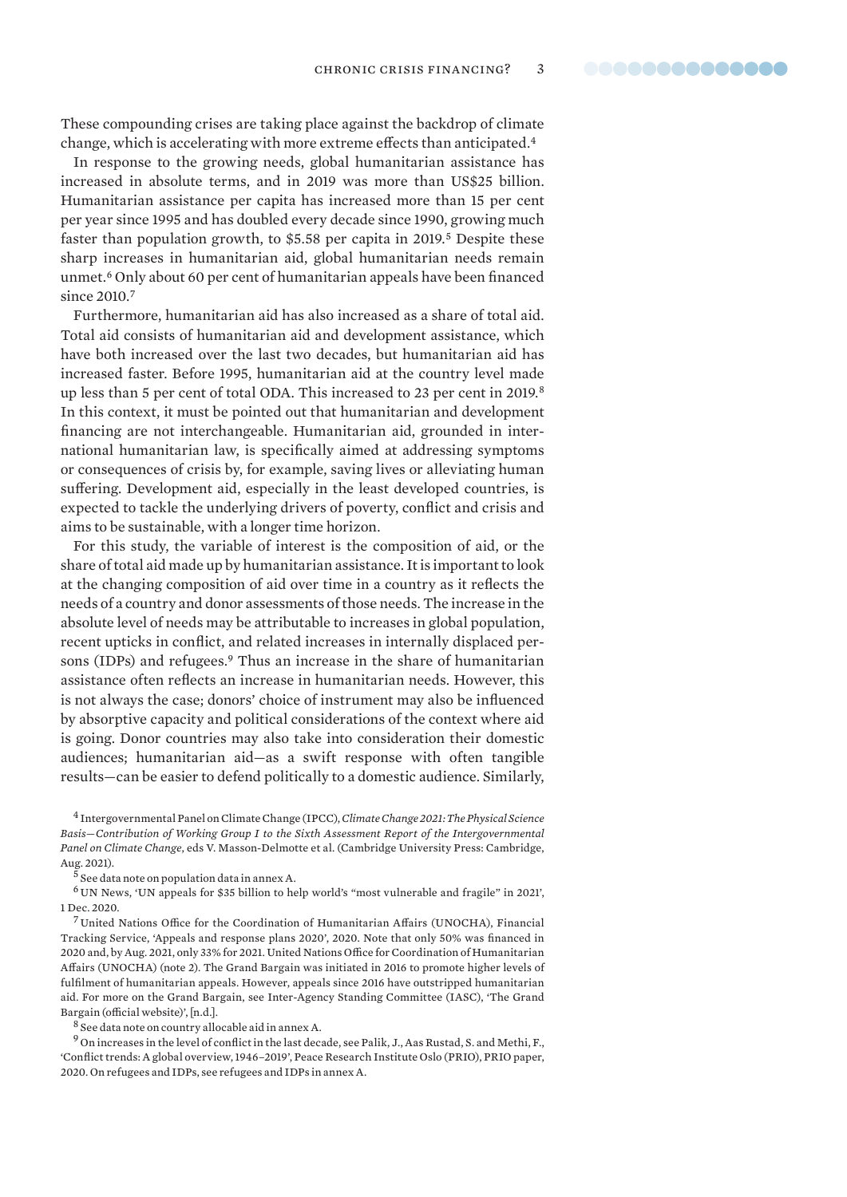These compounding crises are taking place against the backdrop of climate change, which is accelerating with more extreme effects than anticipated.[4]

In response to the growing needs, global humanitarian assistance has increased in absolute terms, and in 2019 was more than US$25 billion. Humanitarian assistance per capita has increased more than 15 per cent per year since 1995 and has doubled every decade since 1990, growing much faster than population growth, to $5.58 per capita in 2019.[5] Despite these sharp increases in humanitarian aid, global humanitarian needs remain unmet.[6] Only about 60 per cent of humanitarian appeals have been financed since 2010.[7]

Furthermore, humanitarian aid has also increased as a share of total aid. Total aid consists of humanitarian aid and development assistance, which have both increased over the last two decades, but humanitarian aid has increased faster. Before 1995, humanitarian aid at the country level made up less than 5 per cent of total ODA. This increased to 23 per cent in 2019.[8] In this context, it must be pointed out that humanitarian and development financing are not interchangeable. Humanitarian aid, grounded in international humanitarian law, is specifically aimed at addressing symptoms or consequences of crisis by, for example, saving lives or alleviating human suffering. Development aid, especially in the least developed countries, is expected to tackle the underlying drivers of poverty, conflict and crisis and aims to be sustainable, with a longer time horizon.

For this study, the variable of interest is the composition of aid, or the share of total aid made up by humanitarian assistance. It is important to look at the changing composition of aid over time in a country as it reflects the needs of a country and donor assessments of those needs. The increase in the absolute level of needs may be attributable to increases in global population, recent upticks in conflict, and related increases in internally displaced persons (IDPs) and refugees.[9] Thus an increase in the share of humanitarian assistance often reflects an increase in humanitarian needs. However, this is not always the case; donors' choice of instrument may also be influenced by absorptive capacity and political considerations of the context where aid is going. Donor countries may also take into consideration their domestic audiences; humanitarian aid—as a swift response with often tangible results—can be easier to defend politically to a domestic audience. Similarly,

[4] Intergovernmental Panel on Climate Change (IPCC), *Climate Change 2021: The Physical Science Basis—Contribution of Working Group I to the Sixth Assessment Report of the Intergovernmental Panel on Climate Change*, eds V. Masson-Delmotte et al. (Cambridge University Press: Cambridge, Aug. 2021).

[5] See data note on population data in annex A.

[6] UN News, 'UN appeals for $35 billion to help world's "most vulnerable and fragile" in 2021', 1 Dec. 2020.

[7] United Nations Office for the Coordination of Humanitarian Affairs (UNOCHA), Financial Tracking Service, 'Appeals and response plans 2020', 2020. Note that only 50% was financed in 2020 and, by Aug. 2021, only 33% for 2021. United Nations Office for Coordination of Humanitarian Affairs (UNOCHA) (note 2). The Grand Bargain was initiated in 2016 to promote higher levels of fulfilment of humanitarian appeals. However, appeals since 2016 have outstripped humanitarian aid. For more on the Grand Bargain, see Inter-Agency Standing Committee (IASC), 'The Grand Bargain (official website)', [n.d.].

[8] See data note on country allocable aid in annex A.

[9] On increases in the level of conflict in the last decade, see Palik, J., Aas Rustad, S. and Methi, F., 'Conflict trends: A global overview, 1946–2019', Peace Research Institute Oslo (PRIO), PRIO paper, 2020. On refugees and IDPs, see refugees and IDPs in annex A.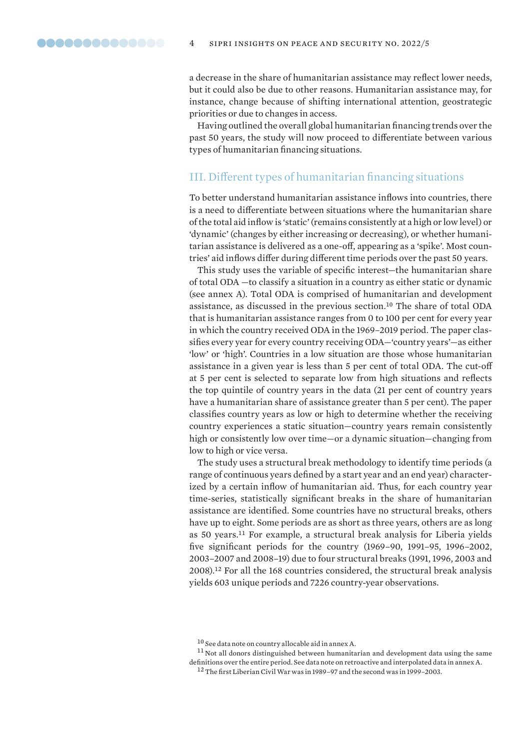a decrease in the share of humanitarian assistance may reflect lower needs, but it could also be due to other reasons. Humanitarian assistance may, for instance, change because of shifting international attention, geostrategic priorities or due to changes in access.

Having outlined the overall global humanitarian financing trends over the past 50 years, the study will now proceed to differentiate between various types of humanitarian financing situations.

## III. Different types of humanitarian financing situations

To better understand humanitarian assistance inflows into countries, there is a need to differentiate between situations where the humanitarian share of the total aid inflow is 'static' (remains consistently at a high or low level) or 'dynamic' (changes by either increasing or decreasing), or whether humanitarian assistance is delivered as a one-off, appearing as a 'spike'. Most countries' aid inflows differ during different time periods over the past 50 years.

This study uses the variable of specific interest—the humanitarian share of total ODA —to classify a situation in a country as either static or dynamic (see annex A). Total ODA is comprised of humanitarian and development assistance, as discussed in the previous section.[10] The share of total ODA that is humanitarian assistance ranges from 0 to 100 per cent for every year in which the country received ODA in the 1969–2019 period. The paper classifies every year for every country receiving ODA—'country years'—as either 'low' or 'high'. Countries in a low situation are those whose humanitarian assistance in a given year is less than 5 per cent of total ODA. The cut-off at 5 per cent is selected to separate low from high situations and reflects the top quintile of country years in the data (21 per cent of country years have a humanitarian share of assistance greater than 5 per cent). The paper classifies country years as low or high to determine whether the receiving country experiences a static situation—country years remain consistently high or consistently low over time—or a dynamic situation—changing from low to high or vice versa.

The study uses a structural break methodology to identify time periods (a range of continuous years defined by a start year and an end year) characterized by a certain inflow of humanitarian aid. Thus, for each country year time-series, statistically significant breaks in the share of humanitarian assistance are identified. Some countries have no structural breaks, others have up to eight. Some periods are as short as three years, others are as long as 50 years.[11] For example, a structural break analysis for Liberia yields five significant periods for the country (1969–90, 1991–95, 1996–2002, 2003–2007 and 2008–19) due to four structural breaks (1991, 1996, 2003 and 2008).[12] For all the 168 countries considered, the structural break analysis yields 603 unique periods and 7226 country-year observations.

[10] See data note on country allocable aid in annex A.

[11] Not all donors distinguished between humanitarian and development data using the same definitions over the entire period. See data note on retroactive and interpolated data in annex A.

[12] The first Liberian Civil War was in 1989–97 and the second was in 1999–2003.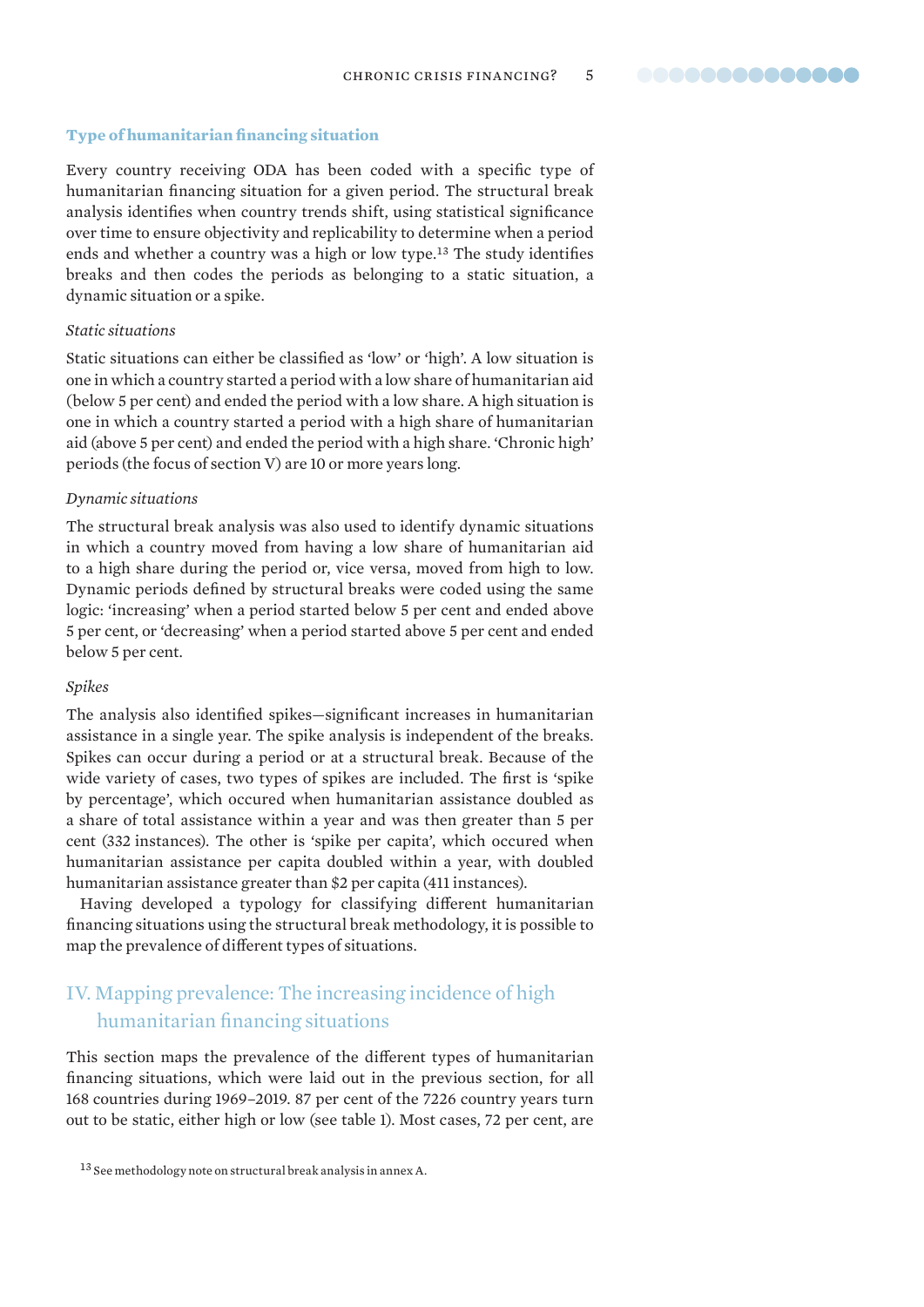### Type of humanitarian financing situation

Every country receiving ODA has been coded with a specific type of humanitarian financing situation for a given period. The structural break analysis identifies when country trends shift, using statistical significance over time to ensure objectivity and replicability to determine when a period ends and whether a country was a high or low type.[13] The study identifies breaks and then codes the periods as belonging to a static situation, a dynamic situation or a spike.

*Static situations*

Static situations can either be classified as 'low' or 'high'. A low situation is one in which a country started a period with a low share of humanitarian aid (below 5 per cent) and ended the period with a low share. A high situation is one in which a country started a period with a high share of humanitarian aid (above 5 per cent) and ended the period with a high share. 'Chronic high' periods (the focus of section V) are 10 or more years long.

*Dynamic situations*

The structural break analysis was also used to identify dynamic situations in which a country moved from having a low share of humanitarian aid to a high share during the period or, vice versa, moved from high to low. Dynamic periods defined by structural breaks were coded using the same logic: 'increasing' when a period started below 5 per cent and ended above 5 per cent, or 'decreasing' when a period started above 5 per cent and ended below 5 per cent.

*Spikes*

The analysis also identified spikes—significant increases in humanitarian assistance in a single year. The spike analysis is independent of the breaks. Spikes can occur during a period or at a structural break. Because of the wide variety of cases, two types of spikes are included. The first is 'spike by percentage', which occured when humanitarian assistance doubled as a share of total assistance within a year and was then greater than 5 per cent (332 instances). The other is 'spike per capita', which occured when humanitarian assistance per capita doubled within a year, with doubled humanitarian assistance greater than $2 per capita (411 instances).

Having developed a typology for classifying different humanitarian financing situations using the structural break methodology, it is possible to map the prevalence of different types of situations.

## IV. Mapping prevalence: The increasing incidence of high humanitarian financing situations

This section maps the prevalence of the different types of humanitarian financing situations, which were laid out in the previous section, for all 168 countries during 1969–2019. 87 per cent of the 7226 country years turn out to be static, either high or low (see table 1). Most cases, 72 per cent, are

[13] See methodology note on structural break analysis in annex A.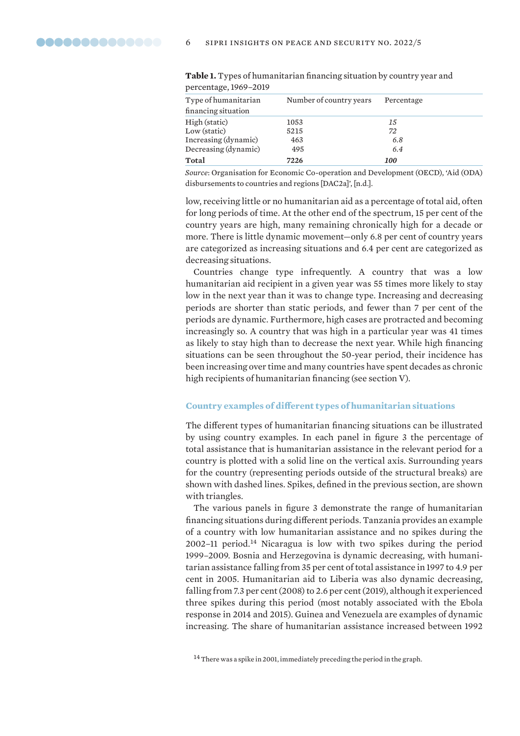**Table 1.** Types of humanitarian financing situation by country year and percentage, 1969–2019

| Type of humanitarian financing situation | Number of country years | Percentage |
|---|---|---|
| High (static) | 1053 | *15* |
| Low (static) | 5215 | *72* |
| Increasing (dynamic) | 463 | *6.8* |
| Decreasing (dynamic) | 495 | *6.4* |
| **Total** | **7226** | ***100*** |

*Source*: Organisation for Economic Co-operation and Development (OECD), 'Aid (ODA) disbursements to countries and regions [DAC2a]', [n.d.].

low, receiving little or no humanitarian aid as a percentage of total aid, often for long periods of time. At the other end of the spectrum, 15 per cent of the country years are high, many remaining chronically high for a decade or more. There is little dynamic movement—only 6.8 per cent of country years are categorized as increasing situations and 6.4 per cent are categorized as decreasing situations.

Countries change type infrequently. A country that was a low humanitarian aid recipient in a given year was 55 times more likely to stay low in the next year than it was to change type. Increasing and decreasing periods are shorter than static periods, and fewer than 7 per cent of the periods are dynamic. Furthermore, high cases are protracted and becoming increasingly so. A country that was high in a particular year was 41 times as likely to stay high than to decrease the next year. While high financing situations can be seen throughout the 50-year period, their incidence has been increasing over time and many countries have spent decades as chronic high recipients of humanitarian financing (see section V).

### Country examples of different types of humanitarian situations

The different types of humanitarian financing situations can be illustrated by using country examples. In each panel in figure 3 the percentage of total assistance that is humanitarian assistance in the relevant period for a country is plotted with a solid line on the vertical axis. Surrounding years for the country (representing periods outside of the structural breaks) are shown with dashed lines. Spikes, defined in the previous section, are shown with triangles.

The various panels in figure 3 demonstrate the range of humanitarian financing situations during different periods. Tanzania provides an example of a country with low humanitarian assistance and no spikes during the 2002–11 period.[14] Nicaragua is low with two spikes during the period 1999–2009. Bosnia and Herzegovina is dynamic decreasing, with humanitarian assistance falling from 35 per cent of total assistance in 1997 to 4.9 per cent in 2005. Humanitarian aid to Liberia was also dynamic decreasing, falling from 7.3 per cent (2008) to 2.6 per cent (2019), although it experienced three spikes during this period (most notably associated with the Ebola response in 2014 and 2015). Guinea and Venezuela are examples of dynamic increasing. The share of humanitarian assistance increased between 1992

[14] There was a spike in 2001, immediately preceding the period in the graph.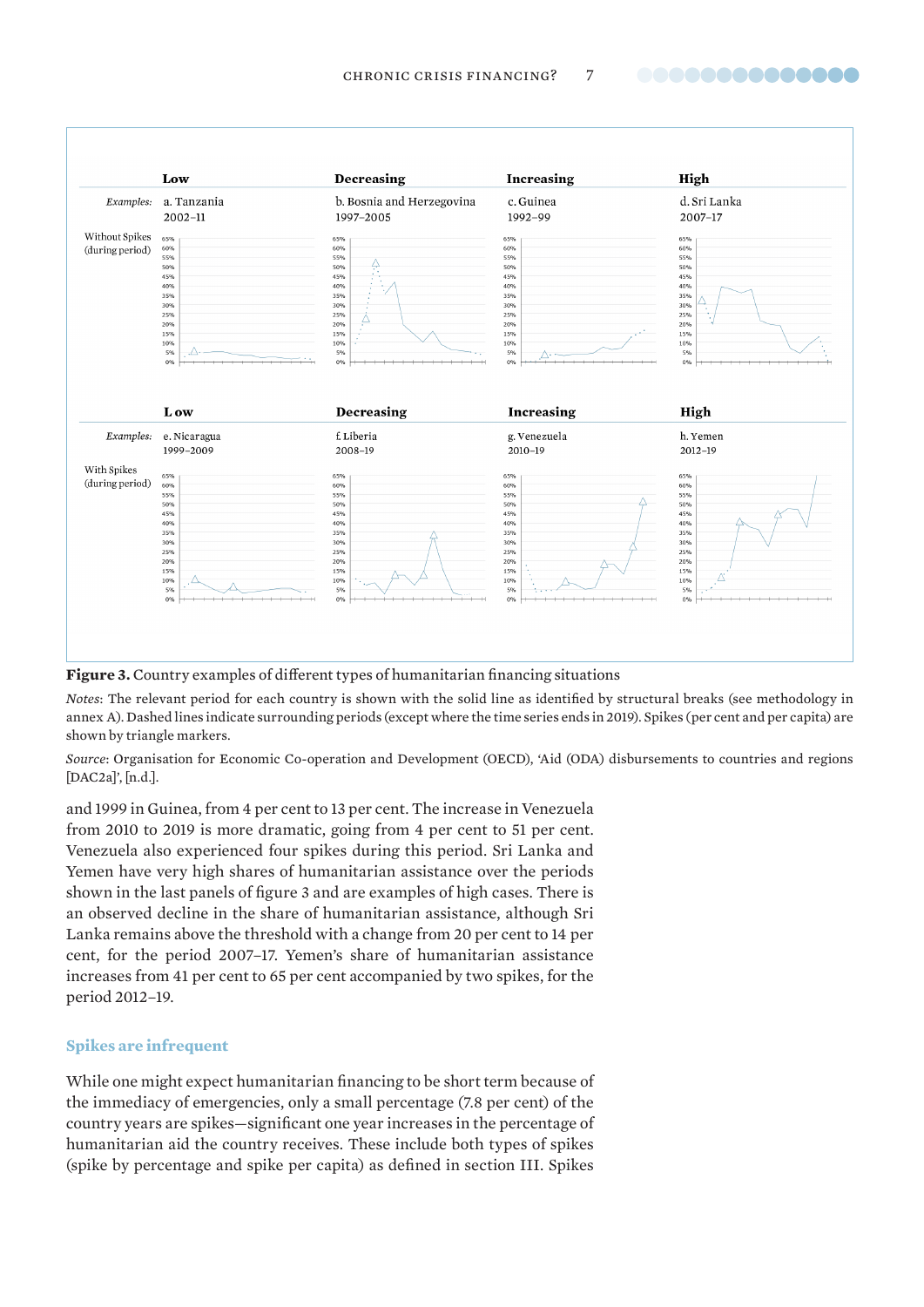| | Low | Decreasing | Increasing | High |
|---|---|---|---|---|
| *Examples:* | a. Tanzania 2002–11 | b. Bosnia and Herzegovina 1997–2005 | c. Guinea 1992–99 | d. Sri Lanka 2007–17 |
| Without Spikes (during period) | | | | |
| | **Low** | **Decreasing** | **Increasing** | **High** |
| *Examples:* | e. Nicaragua 1999–2009 | f. Liberia 2008–19 | g. Venezuela 2010–19 | h. Yemen 2012–19 |
| With Spikes (during period) | | | | |

**Figure 3.** Country examples of different types of humanitarian financing situations

*Notes*: The relevant period for each country is shown with the solid line as identified by structural breaks (see methodology in annex A). Dashed lines indicate surrounding periods (except where the time series ends in 2019). Spikes (per cent and per capita) are shown by triangle markers.

*Source*: Organisation for Economic Co-operation and Development (OECD), 'Aid (ODA) disbursements to countries and regions [DAC2a]', [n.d.].

and 1999 in Guinea, from 4 per cent to 13 per cent. The increase in Venezuela from 2010 to 2019 is more dramatic, going from 4 per cent to 51 per cent. Venezuela also experienced four spikes during this period. Sri Lanka and Yemen have very high shares of humanitarian assistance over the periods shown in the last panels of figure 3 and are examples of high cases. There is an observed decline in the share of humanitarian assistance, although Sri Lanka remains above the threshold with a change from 20 per cent to 14 per cent, for the period 2007–17. Yemen's share of humanitarian assistance increases from 41 per cent to 65 per cent accompanied by two spikes, for the period 2012–19.

### Spikes are infrequent

While one might expect humanitarian financing to be short term because of the immediacy of emergencies, only a small percentage (7.8 per cent) of the country years are spikes—significant one year increases in the percentage of humanitarian aid the country receives. These include both types of spikes (spike by percentage and spike per capita) as defined in section III. Spikes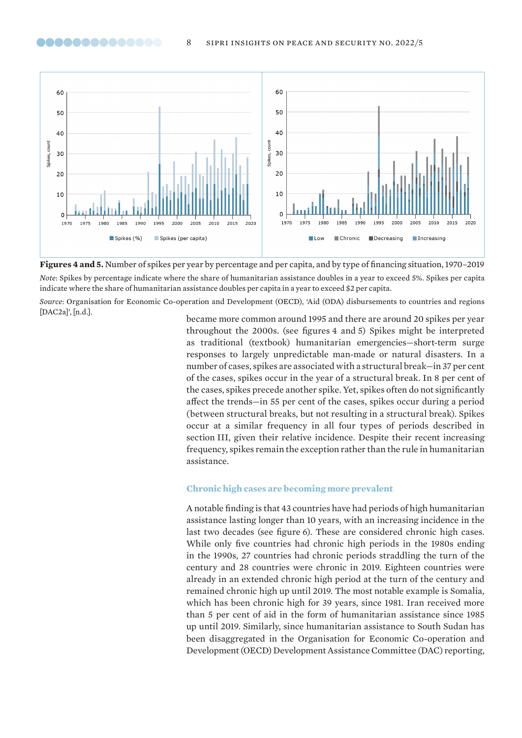**Figures 4 and 5.** Number of spikes per year by percentage and per capita, and by type of financing situation, 1970–2019

*Note*: Spikes by percentage indicate where the share of humanitarian assistance doubles in a year to exceed 5%. Spikes per capita indicate where the share of humanitarian assistance doubles per capita in a year to exceed $2 per capita.

*Source*: Organisation for Economic Co-operation and Development (OECD), 'Aid (ODA) disbursements to countries and regions [DAC2a]', [n.d.].

became more common around 1995 and there are around 20 spikes per year throughout the 2000s. (see figures 4 and 5) Spikes might be interpreted as traditional (textbook) humanitarian emergencies—short-term surge responses to largely unpredictable man-made or natural disasters. In a number of cases, spikes are associated with a structural break—in 37 per cent of the cases, spikes occur in the year of a structural break. In 8 per cent of the cases, spikes precede another spike. Yet, spikes often do not significantly affect the trends—in 55 per cent of the cases, spikes occur during a period (between structural breaks, but not resulting in a structural break). Spikes occur at a similar frequency in all four types of periods described in section III, given their relative incidence. Despite their recent increasing frequency, spikes remain the exception rather than the rule in humanitarian assistance.

## Chronic high cases are becoming more prevalent

A notable finding is that 43 countries have had periods of high humanitarian assistance lasting longer than 10 years, with an increasing incidence in the last two decades (see figure 6). These are considered chronic high cases. While only five countries had chronic high periods in the 1980s ending in the 1990s, 27 countries had chronic periods straddling the turn of the century and 28 countries were chronic in 2019. Eighteen countries were already in an extended chronic high period at the turn of the century and remained chronic high up until 2019. The most notable example is Somalia, which has been chronic high for 39 years, since 1981. Iran received more than 5 per cent of aid in the form of humanitarian assistance since 1985 up until 2019. Similarly, since humanitarian assistance to South Sudan has been disaggregated in the Organisation for Economic Co-operation and Development (OECD) Development Assistance Committee (DAC) reporting,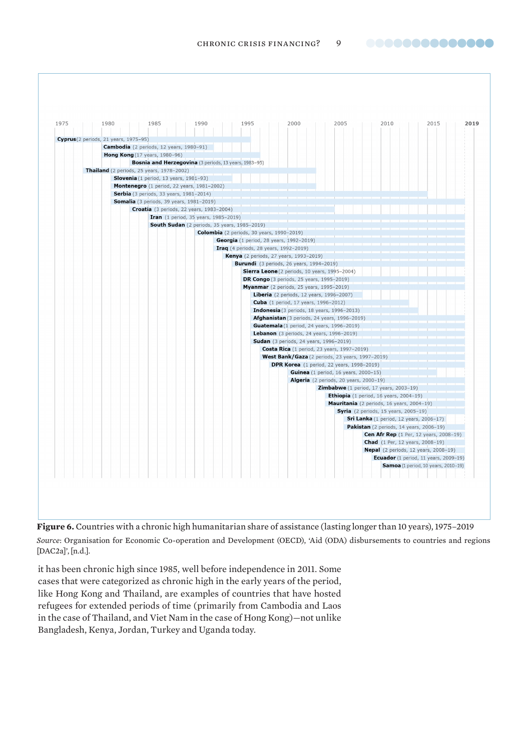| Country | Periods | Years | Range |
|---|---|---|---|
| Cyprus | 2 periods | 21 years | 1975–95 |
| Cambodia | 2 periods | 12 years | 1980–91 |
| Hong Kong | | 17 years | 1980–96 |
| Bosnia and Herzegovina | 3 periods | 13 years | 1983–95 |
| Thailand | 2 periods | 25 years | 1978–2002 |
| Slovenia | 1 period | 13 years | 1981–93 |
| Montenegro | 1 period | 22 years | 1981–2002 |
| Serbia | 3 periods | 33 years | 1981–2014 |
| Somalia | 3 periods | 39 years | 1981–2019 |
| Croatia | 3 periods | 22 years | 1983–2004 |
| Iran | 1 period | 35 years | 1985–2019 |
| South Sudan | 2 periods | 35 years | 1985–2019 |
| Colombia | 2 periods | 30 years | 1990–2019 |
| Georgia | 1 period | 28 years | 1992–2019 |
| Iraq | 4 periods | 28 years | 1992–2019 |
| Kenya | 2 periods | 27 years | 1993–2019 |
| Burundi | 3 periods | 26 years | 1994–2019 |
| Sierra Leone | 2 periods | 10 years | 1995–2004 |
| DR Congo | 3 periods | 25 years | 1995–2019 |
| Myanmar | 2 periods | 25 years | 1995–2019 |
| Liberia | 2 periods | 12 years | 1996–2007 |
| Cuba | 1 period | 17 years | 1996–2012 |
| Indonesia | 3 periods | 18 years | 1996–2013 |
| Afghanistan | 3 periods | 24 years | 1996–2019 |
| Guatemala | 1 period | 24 years | 1996–2019 |
| Lebanon | 3 periods | 24 years | 1996–2019 |
| Sudan | 3 periods | 24 years | 1996–2019 |
| Costa Rica | 1 period | 23 years | 1997–2019 |
| West Bank/Gaza | 2 periods | 23 years | 1997–2019 |
| DPR Korea | 1 period | 22 years | 1998–2019 |
| Guinea | 1 period | 16 years | 2000–15 |
| Algeria | 2 periods | 20 years | 2000–19 |
| Zimbabwe | 1 period | 17 years | 2003–19 |
| Ethiopia | 1 period | 16 years | 2004–19 |
| Mauritania | 2 periods | 16 years | 2004–19 |
| Syria | 2 periods | 15 years | 2005–19 |
| Sri Lanka | 1 period | 12 years | 2006–17 |
| Pakistan | 2 periods | 14 years | 2006–19 |
| Cen Afr Rep | 1 Per | 12 years | 2008–19 |
| Chad | 1 Per | 12 years | 2008–19 |
| Nepal | 2 periods | 12 years | 2008–19 |
| Ecuador | 1 period | 11 years | 2009–19 |
| Samoa | 1 period | 10 years | 2010–19 |

**Figure 6.** Countries with a chronic high humanitarian share of assistance (lasting longer than 10 years), 1975–2019

*Source*: Organisation for Economic Co-operation and Development (OECD), 'Aid (ODA) disbursements to countries and regions [DAC2a]', [n.d.].

it has been chronic high since 1985, well before independence in 2011. Some cases that were categorized as chronic high in the early years of the period, like Hong Kong and Thailand, are examples of countries that have hosted refugees for extended periods of time (primarily from Cambodia and Laos in the case of Thailand, and Viet Nam in the case of Hong Kong)—not unlike Bangladesh, Kenya, Jordan, Turkey and Uganda today.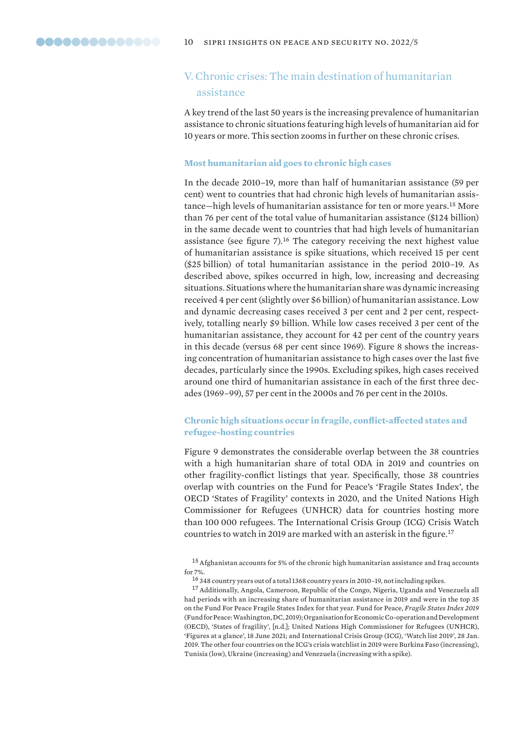## V. Chronic crises: The main destination of humanitarian assistance

A key trend of the last 50 years is the increasing prevalence of humanitarian assistance to chronic situations featuring high levels of humanitarian aid for 10 years or more. This section zooms in further on these chronic crises.

### Most humanitarian aid goes to chronic high cases

In the decade 2010–19, more than half of humanitarian assistance (59 per cent) went to countries that had chronic high levels of humanitarian assistance—high levels of humanitarian assistance for ten or more years.[15] More than 76 per cent of the total value of humanitarian assistance ($124 billion) in the same decade went to countries that had high levels of humanitarian assistance (see figure 7).[16] The category receiving the next highest value of humanitarian assistance is spike situations, which received 15 per cent ($25 billion) of total humanitarian assistance in the period 2010–19. As described above, spikes occurred in high, low, increasing and decreasing situations. Situations where the humanitarian share was dynamic increasing received 4 per cent (slightly over $6 billion) of humanitarian assistance. Low and dynamic decreasing cases received 3 per cent and 2 per cent, respectively, totalling nearly $9 billion. While low cases received 3 per cent of the humanitarian assistance, they account for 42 per cent of the country years in this decade (versus 68 per cent since 1969). Figure 8 shows the increasing concentration of humanitarian assistance to high cases over the last five decades, particularly since the 1990s. Excluding spikes, high cases received around one third of humanitarian assistance in each of the first three decades (1969–99), 57 per cent in the 2000s and 76 per cent in the 2010s.

### Chronic high situations occur in fragile, conflict-affected states and refugee-hosting countries

Figure 9 demonstrates the considerable overlap between the 38 countries with a high humanitarian share of total ODA in 2019 and countries on other fragility-conflict listings that year. Specifically, those 38 countries overlap with countries on the Fund for Peace's 'Fragile States Index', the OECD 'States of Fragility' contexts in 2020, and the United Nations High Commissioner for Refugees (UNHCR) data for countries hosting more than 100 000 refugees. The International Crisis Group (ICG) Crisis Watch countries to watch in 2019 are marked with an asterisk in the figure.[17]

[15] Afghanistan accounts for 5% of the chronic high humanitarian assistance and Iraq accounts for 7%.

[16] 348 country years out of a total 1368 country years in 2010–19, not including spikes.

[17] Additionally, Angola, Cameroon, Republic of the Congo, Nigeria, Uganda and Venezuela all had periods with an increasing share of humanitarian assistance in 2019 and were in the top 35 on the Fund For Peace Fragile States Index for that year. Fund for Peace, *Fragile States Index 2019* (Fund for Peace: Washington, DC, 2019); Organisation for Economic Co-operation and Development (OECD), 'States of fragility', [n.d.]; United Nations High Commissioner for Refugees (UNHCR), 'Figures at a glance', 18 June 2021; and International Crisis Group (ICG), 'Watch list 2019', 28 Jan. 2019. The other four countries on the ICG's crisis watchlist in 2019 were Burkina Faso (increasing), Tunisia (low), Ukraine (increasing) and Venezuela (increasing with a spike).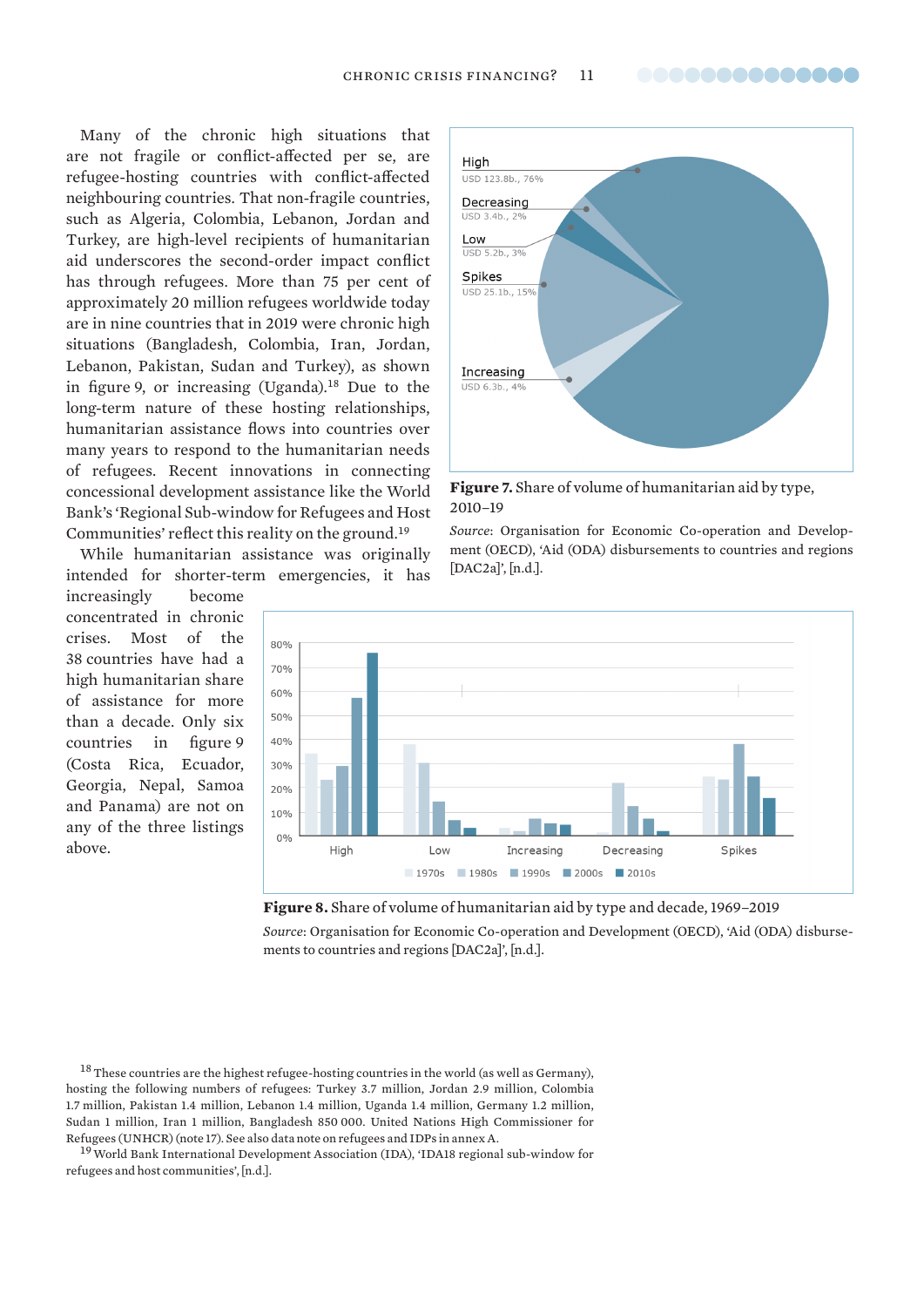Many of the chronic high situations that are not fragile or conflict-affected per se, are refugee-hosting countries with conflict-affected neighbouring countries. That non-fragile countries, such as Algeria, Colombia, Lebanon, Jordan and Turkey, are high-level recipients of humanitarian aid underscores the second-order impact conflict has through refugees. More than 75 per cent of approximately 20 million refugees worldwide today are in nine countries that in 2019 were chronic high situations (Bangladesh, Colombia, Iran, Jordan, Lebanon, Pakistan, Sudan and Turkey), as shown in figure 9, or increasing (Uganda).[18] Due to the long-term nature of these hosting relationships, humanitarian assistance flows into countries over many years to respond to the humanitarian needs of refugees. Recent innovations in connecting concessional development assistance like the World Bank's 'Regional Sub-window for Refugees and Host Communities' reflect this reality on the ground.[19]

While humanitarian assistance was originally intended for shorter-term emergencies, it has increasingly become concentrated in chronic crises. Most of the 38 countries have had a high humanitarian share of assistance for more than a decade. Only six countries in figure 9 (Costa Rica, Ecuador, Georgia, Nepal, Samoa and Panama) are not on any of the three listings above.

High — USD 123.8b., 76%
Decreasing — USD 3.4b., 2%
Low — USD 5.2b., 3%
Spikes — USD 25.1b., 15%
Increasing — USD 6.3b., 4%

**Figure 7.** Share of volume of humanitarian aid by type, 2010–19

*Source*: Organisation for Economic Co-operation and Development (OECD), 'Aid (ODA) disbursements to countries and regions [DAC2a]', [n.d.].

**Figure 8.** Share of volume of humanitarian aid by type and decade, 1969–2019

*Source*: Organisation for Economic Co-operation and Development (OECD), 'Aid (ODA) disbursements to countries and regions [DAC2a]', [n.d.].

[18] These countries are the highest refugee-hosting countries in the world (as well as Germany), hosting the following numbers of refugees: Turkey 3.7 million, Jordan 2.9 million, Colombia 1.7 million, Pakistan 1.4 million, Lebanon 1.4 million, Uganda 1.4 million, Germany 1.2 million, Sudan 1 million, Iran 1 million, Bangladesh 850 000. United Nations High Commissioner for Refugees (UNHCR) (note 17). See also data note on refugees and IDPs in annex A.

[19] World Bank International Development Association (IDA), 'IDA18 regional sub-window for refugees and host communities', [n.d.].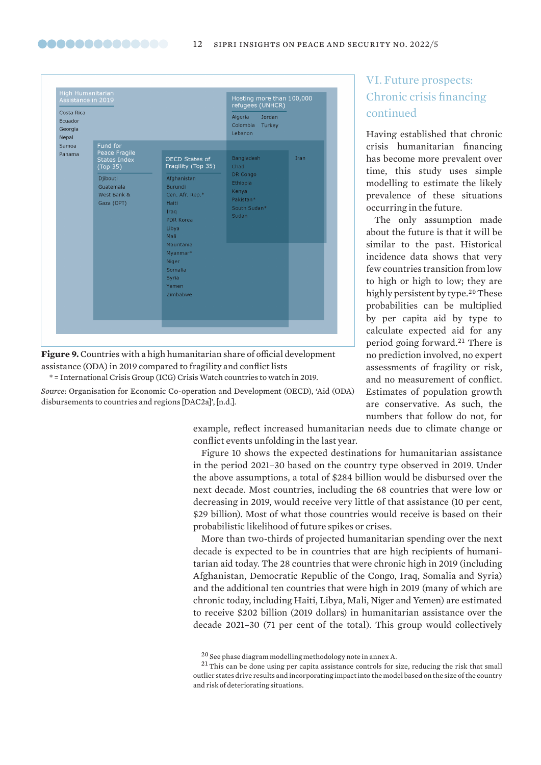High Humanitarian Assistance in 2019

Costa Rica
Ecuador
Georgia
Nepal
Samoa
Panama

Fund for Peace Fragile States Index (Top 35)

Djibouti
Guatemala
West Bank & Gaza (OPT)

OECD States of Fragility (Top 35)

Afghanistan
Burundi
Cen. Afr. Rep.*
Haiti
Iraq
PDR Korea
Libya
Mali
Mauritania
Myanmar*
Niger
Somalia
Syria
Yemen
Zimbabwe

Hosting more than 100,000 refugees (UNHCR)

Algeria
Jordan
Colombia
Turkey
Lebanon

Bangladesh
Chad
DR Congo
Ethiopia
Kenya
Pakistan*
South Sudan*
Sudan

Iran

**Figure 9.** Countries with a high humanitarian share of official development assistance (ODA) in 2019 compared to fragility and conflict lists

\* = International Crisis Group (ICG) Crisis Watch countries to watch in 2019.

*Source*: Organisation for Economic Co-operation and Development (OECD), 'Aid (ODA) disbursements to countries and regions [DAC2a]', [n.d.].

## VI. Future prospects: Chronic crisis financing continued

Having established that chronic crisis humanitarian financing has become more prevalent over time, this study uses simple modelling to estimate the likely prevalence of these situations occurring in the future.

The only assumption made about the future is that it will be similar to the past. Historical incidence data shows that very few countries transition from low to high or high to low; they are highly persistent by type.[20] These probabilities can be multiplied by per capita aid by type to calculate expected aid for any period going forward.[21] There is no prediction involved, no expert assessments of fragility or risk, and no measurement of conflict. Estimates of population growth are conservative. As such, the numbers that follow do not, for example, reflect increased humanitarian needs due to climate change or conflict events unfolding in the last year.

Figure 10 shows the expected destinations for humanitarian assistance in the period 2021–30 based on the country type observed in 2019. Under the above assumptions, a total of $284 billion would be disbursed over the next decade. Most countries, including the 68 countries that were low or decreasing in 2019, would receive very little of that assistance (10 per cent, $29 billion). Most of what those countries would receive is based on their probabilistic likelihood of future spikes or crises.

More than two-thirds of projected humanitarian spending over the next decade is expected to be in countries that are high recipients of humanitarian aid today. The 28 countries that were chronic high in 2019 (including Afghanistan, Democratic Republic of the Congo, Iraq, Somalia and Syria) and the additional ten countries that were high in 2019 (many of which are chronic today, including Haiti, Libya, Mali, Niger and Yemen) are estimated to receive $202 billion (2019 dollars) in humanitarian assistance over the decade 2021–30 (71 per cent of the total). This group would collectively

[20] See phase diagram modelling methodology note in annex A.

[21] This can be done using per capita assistance controls for size, reducing the risk that small outlier states drive results and incorporating impact into the model based on the size of the country and risk of deteriorating situations.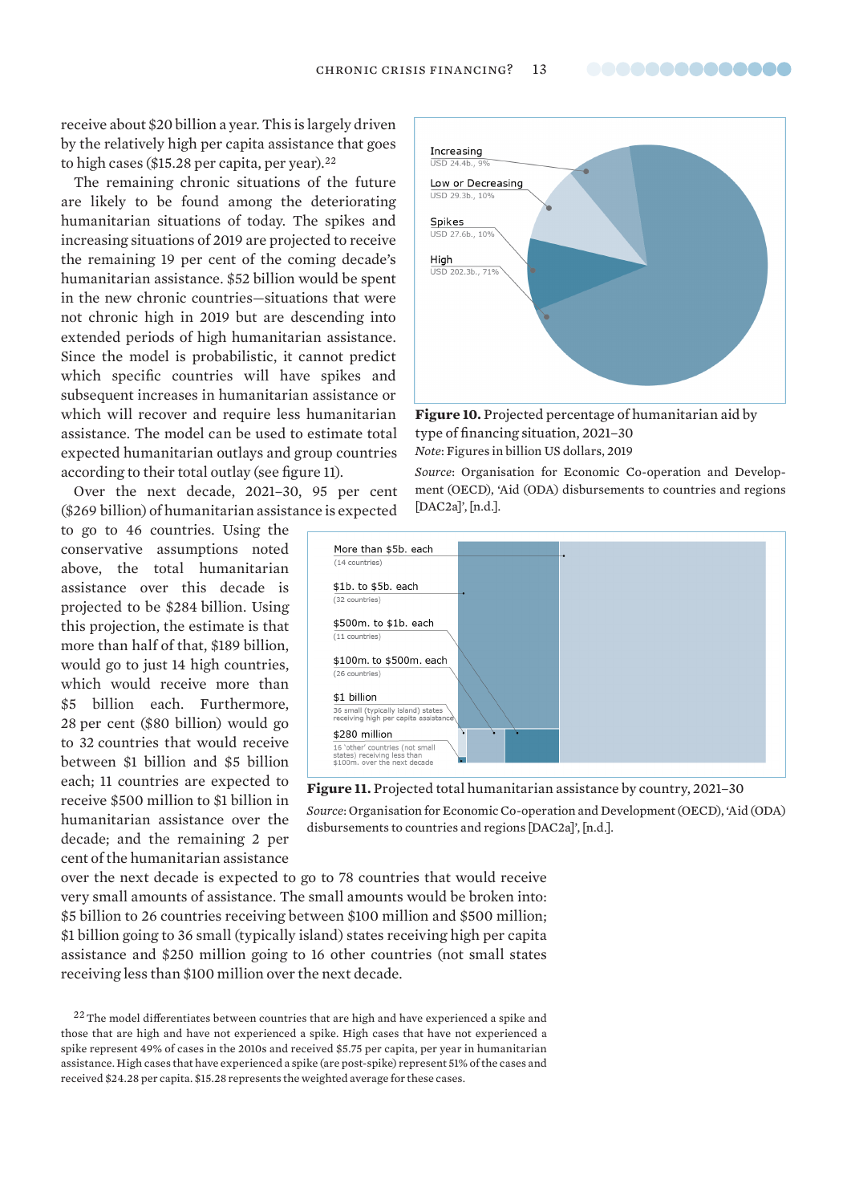receive about $20 billion a year. This is largely driven by the relatively high per capita assistance that goes to high cases ($15.28 per capita, per year).[22]

The remaining chronic situations of the future are likely to be found among the deteriorating humanitarian situations of today. The spikes and increasing situations of 2019 are projected to receive the remaining 19 per cent of the coming decade's humanitarian assistance. $52 billion would be spent in the new chronic countries—situations that were not chronic high in 2019 but are descending into extended periods of high humanitarian assistance. Since the model is probabilistic, it cannot predict which specific countries will have spikes and subsequent increases in humanitarian assistance or which will recover and require less humanitarian assistance. The model can be used to estimate total expected humanitarian outlays and group countries according to their total outlay (see figure 11).

Over the next decade, 2021–30, 95 per cent ($269 billion) of humanitarian assistance is expected to go to 46 countries. Using the conservative assumptions noted above, the total humanitarian assistance over this decade is projected to be $284 billion. Using this projection, the estimate is that more than half of that, $189 billion, would go to just 14 high countries, which would receive more than $5 billion each. Furthermore, 28 per cent ($80 billion) would go to 32 countries that would receive between $1 billion and $5 billion each; 11 countries are expected to receive $500 million to $1 billion in humanitarian assistance over the decade; and the remaining 2 per cent of the humanitarian assistance over the next decade is expected to go to 78 countries that would receive very small amounts of assistance. The small amounts would be broken into: $5 billion to 26 countries receiving between $100 million and $500 million; $1 billion going to 36 small (typically island) states receiving high per capita assistance and $250 million going to 16 other countries (not small states receiving less than $100 million over the next decade.

Increasing
USD 24.4b., 9%

Low or Decreasing
USD 29.3b., 10%

Spikes
USD 27.6b., 10%

High
USD 202.3b., 71%

**Figure 10.** Projected percentage of humanitarian aid by type of financing situation, 2021–30

*Note*: Figures in billion US dollars, 2019

*Source*: Organisation for Economic Co-operation and Development (OECD), 'Aid (ODA) disbursements to countries and regions [DAC2a]', [n.d.].

More than $5b. each
(14 countries)

$1b. to $5b. each
(32 countries)

$500m. to $1b. each
(11 countries)

$100m. to $500m. each
(26 countries)

$1 billion
36 small (typically island) states receiving high per capita assistance

$280 million
16 'other' countries (not small states) receiving less than $100m. over the next decade

**Figure 11.** Projected total humanitarian assistance by country, 2021–30

*Source*: Organisation for Economic Co-operation and Development (OECD), 'Aid (ODA) disbursements to countries and regions [DAC2a]', [n.d.].

[22] The model differentiates between countries that are high and have experienced a spike and those that are high and have not experienced a spike. High cases that have not experienced a spike represent 49% of cases in the 2010s and received $5.75 per capita, per year in humanitarian assistance. High cases that have experienced a spike (are post-spike) represent 51% of the cases and received $24.28 per capita. $15.28 represents the weighted average for these cases.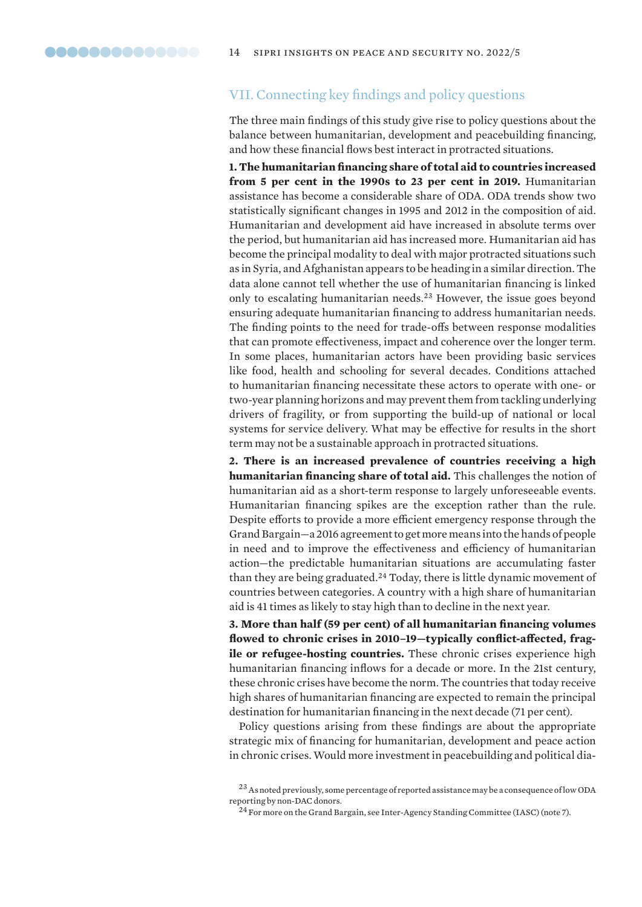## VII. Connecting key findings and policy questions

The three main findings of this study give rise to policy questions about the balance between humanitarian, development and peacebuilding financing, and how these financial flows best interact in protracted situations.

**1. The humanitarian financing share of total aid to countries increased from 5 per cent in the 1990s to 23 per cent in 2019.** Humanitarian assistance has become a considerable share of ODA. ODA trends show two statistically significant changes in 1995 and 2012 in the composition of aid. Humanitarian and development aid have increased in absolute terms over the period, but humanitarian aid has increased more. Humanitarian aid has become the principal modality to deal with major protracted situations such as in Syria, and Afghanistan appears to be heading in a similar direction. The data alone cannot tell whether the use of humanitarian financing is linked only to escalating humanitarian needs.[23] However, the issue goes beyond ensuring adequate humanitarian financing to address humanitarian needs. The finding points to the need for trade-offs between response modalities that can promote effectiveness, impact and coherence over the longer term. In some places, humanitarian actors have been providing basic services like food, health and schooling for several decades. Conditions attached to humanitarian financing necessitate these actors to operate with one- or two-year planning horizons and may prevent them from tackling underlying drivers of fragility, or from supporting the build-up of national or local systems for service delivery. What may be effective for results in the short term may not be a sustainable approach in protracted situations.

**2. There is an increased prevalence of countries receiving a high humanitarian financing share of total aid.** This challenges the notion of humanitarian aid as a short-term response to largely unforeseeable events. Humanitarian financing spikes are the exception rather than the rule. Despite efforts to provide a more efficient emergency response through the Grand Bargain—a 2016 agreement to get more means into the hands of people in need and to improve the effectiveness and efficiency of humanitarian action—the predictable humanitarian situations are accumulating faster than they are being graduated.[24] Today, there is little dynamic movement of countries between categories. A country with a high share of humanitarian aid is 41 times as likely to stay high than to decline in the next year.

**3. More than half (59 per cent) of all humanitarian financing volumes flowed to chronic crises in 2010–19—typically conflict-affected, fragile or refugee-hosting countries.** These chronic crises experience high humanitarian financing inflows for a decade or more. In the 21st century, these chronic crises have become the norm. The countries that today receive high shares of humanitarian financing are expected to remain the principal destination for humanitarian financing in the next decade (71 per cent).

Policy questions arising from these findings are about the appropriate strategic mix of financing for humanitarian, development and peace action in chronic crises. Would more investment in peacebuilding and political dia-

[23] As noted previously, some percentage of reported assistance may be a consequence of low ODA reporting by non-DAC donors.

[24] For more on the Grand Bargain, see Inter-Agency Standing Committee (IASC) (note 7).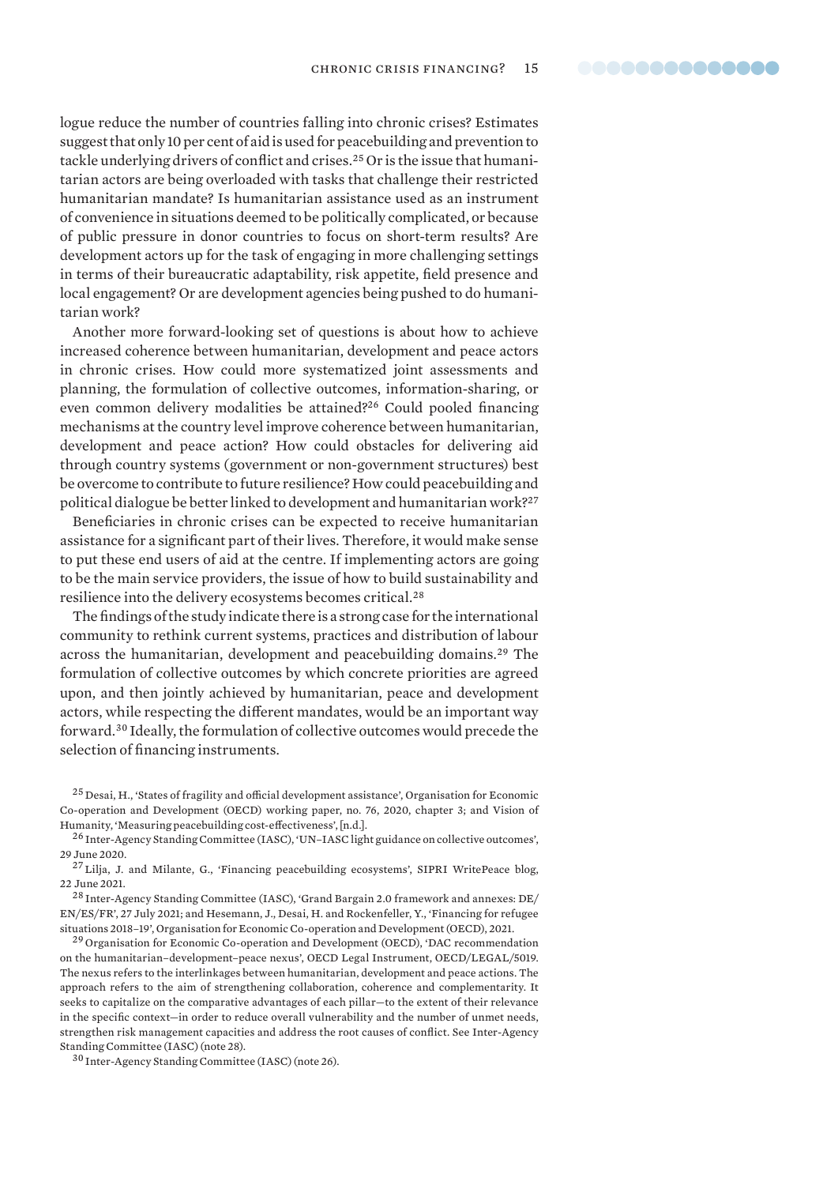logue reduce the number of countries falling into chronic crises? Estimates suggest that only 10 per cent of aid is used for peacebuilding and prevention to tackle underlying drivers of conflict and crises.[25] Or is the issue that humanitarian actors are being overloaded with tasks that challenge their restricted humanitarian mandate? Is humanitarian assistance used as an instrument of convenience in situations deemed to be politically complicated, or because of public pressure in donor countries to focus on short-term results? Are development actors up for the task of engaging in more challenging settings in terms of their bureaucratic adaptability, risk appetite, field presence and local engagement? Or are development agencies being pushed to do humanitarian work?

Another more forward-looking set of questions is about how to achieve increased coherence between humanitarian, development and peace actors in chronic crises. How could more systematized joint assessments and planning, the formulation of collective outcomes, information-sharing, or even common delivery modalities be attained?[26] Could pooled financing mechanisms at the country level improve coherence between humanitarian, development and peace action? How could obstacles for delivering aid through country systems (government or non-government structures) best be overcome to contribute to future resilience? How could peacebuilding and political dialogue be better linked to development and humanitarian work?[27]

Beneficiaries in chronic crises can be expected to receive humanitarian assistance for a significant part of their lives. Therefore, it would make sense to put these end users of aid at the centre. If implementing actors are going to be the main service providers, the issue of how to build sustainability and resilience into the delivery ecosystems becomes critical.[28]

The findings of the study indicate there is a strong case for the international community to rethink current systems, practices and distribution of labour across the humanitarian, development and peacebuilding domains.[29] The formulation of collective outcomes by which concrete priorities are agreed upon, and then jointly achieved by humanitarian, peace and development actors, while respecting the different mandates, would be an important way forward.[30] Ideally, the formulation of collective outcomes would precede the selection of financing instruments.

[25] Desai, H., 'States of fragility and official development assistance', Organisation for Economic Co-operation and Development (OECD) working paper, no. 76, 2020, chapter 3; and Vision of Humanity, 'Measuring peacebuilding cost-effectiveness', [n.d.].

[26] Inter-Agency Standing Committee (IASC), 'UN–IASC light guidance on collective outcomes', 29 June 2020.

[27] Lilja, J. and Milante, G., 'Financing peacebuilding ecosystems', SIPRI WritePeace blog, 22 June 2021.

[28] Inter-Agency Standing Committee (IASC), 'Grand Bargain 2.0 framework and annexes: DE/EN/ES/FR', 27 July 2021; and Hesemann, J., Desai, H. and Rockenfeller, Y., 'Financing for refugee situations 2018–19', Organisation for Economic Co-operation and Development (OECD), 2021.

[29] Organisation for Economic Co-operation and Development (OECD), 'DAC recommendation on the humanitarian–development–peace nexus', OECD Legal Instrument, OECD/LEGAL/5019. The nexus refers to the interlinkages between humanitarian, development and peace actions. The approach refers to the aim of strengthening collaboration, coherence and complementarity. It seeks to capitalize on the comparative advantages of each pillar—to the extent of their relevance in the specific context—in order to reduce overall vulnerability and the number of unmet needs, strengthen risk management capacities and address the root causes of conflict. See Inter-Agency Standing Committee (IASC) (note 28).

[30] Inter-Agency Standing Committee (IASC) (note 26).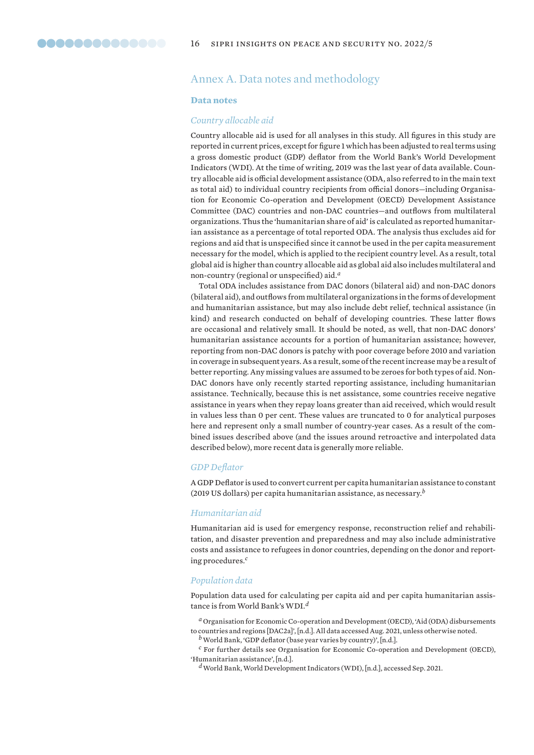# Annex A. Data notes and methodology

## Data notes

### *Country allocable aid*

Country allocable aid is used for all analyses in this study. All figures in this study are reported in current prices, except for figure 1 which has been adjusted to real terms using a gross domestic product (GDP) deflator from the World Bank's World Development Indicators (WDI). At the time of writing, 2019 was the last year of data available. Country allocable aid is official development assistance (ODA, also referred to in the main text as total aid) to individual country recipients from official donors—including Organisation for Economic Co-operation and Development (OECD) Development Assistance Committee (DAC) countries and non-DAC countries—and outflows from multilateral organizations. Thus the 'humanitarian share of aid' is calculated as reported humanitarian assistance as a percentage of total reported ODA. The analysis thus excludes aid for regions and aid that is unspecified since it cannot be used in the per capita measurement necessary for the model, which is applied to the recipient country level. As a result, total global aid is higher than country allocable aid as global aid also includes multilateral and non-country (regional or unspecified) aid.[a]

Total ODA includes assistance from DAC donors (bilateral aid) and non-DAC donors (bilateral aid), and outflows from multilateral organizations in the forms of development and humanitarian assistance, but may also include debt relief, technical assistance (in kind) and research conducted on behalf of developing countries. These latter flows are occasional and relatively small. It should be noted, as well, that non-DAC donors' humanitarian assistance accounts for a portion of humanitarian assistance; however, reporting from non-DAC donors is patchy with poor coverage before 2010 and variation in coverage in subsequent years. As a result, some of the recent increase may be a result of better reporting. Any missing values are assumed to be zeroes for both types of aid. Non-DAC donors have only recently started reporting assistance, including humanitarian assistance. Technically, because this is net assistance, some countries receive negative assistance in years when they repay loans greater than aid received, which would result in values less than 0 per cent. These values are truncated to 0 for analytical purposes here and represent only a small number of country-year cases. As a result of the combined issues described above (and the issues around retroactive and interpolated data described below), more recent data is generally more reliable.

### *GDP Deflator*

A GDP Deflator is used to convert current per capita humanitarian assistance to constant (2019 US dollars) per capita humanitarian assistance, as necessary.[b]

### *Humanitarian aid*

Humanitarian aid is used for emergency response, reconstruction relief and rehabilitation, and disaster prevention and preparedness and may also include administrative costs and assistance to refugees in donor countries, depending on the donor and reporting procedures.[c]

### *Population data*

Population data used for calculating per capita aid and per capita humanitarian assistance is from World Bank's WDI.[d]

[a] Organisation for Economic Co-operation and Development (OECD), 'Aid (ODA) disbursements to countries and regions [DAC2a]', [n.d.]. All data accessed Aug. 2021, unless otherwise noted.

[b] World Bank, 'GDP deflator (base year varies by country)', [n.d.].

[c] For further details see Organisation for Economic Co-operation and Development (OECD), 'Humanitarian assistance', [n.d.].

[d] World Bank, World Development Indicators (WDI), [n.d.], accessed Sep. 2021.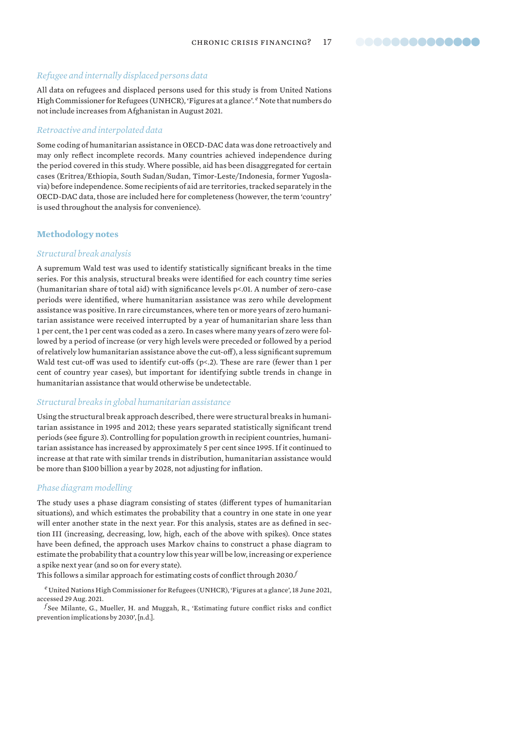### *Refugee and internally displaced persons data*

All data on refugees and displaced persons used for this study is from United Nations High Commissioner for Refugees (UNHCR), 'Figures at a glance'.[e] Note that numbers do not include increases from Afghanistan in August 2021.

### *Retroactive and interpolated data*

Some coding of humanitarian assistance in OECD-DAC data was done retroactively and may only reflect incomplete records. Many countries achieved independence during the period covered in this study. Where possible, aid has been disaggregated for certain cases (Eritrea/Ethiopia, South Sudan/Sudan, Timor-Leste/Indonesia, former Yugoslavia) before independence. Some recipients of aid are territories, tracked separately in the OECD-DAC data, those are included here for completeness (however, the term 'country' is used throughout the analysis for convenience).

## Methodology notes

### *Structural break analysis*

A supremum Wald test was used to identify statistically significant breaks in the time series. For this analysis, structural breaks were identified for each country time series (humanitarian share of total aid) with significance levels $p<.01$. A number of zero-case periods were identified, where humanitarian assistance was zero while development assistance was positive. In rare circumstances, where ten or more years of zero humanitarian assistance were received interrupted by a year of humanitarian share less than 1 per cent, the 1 per cent was coded as a zero. In cases where many years of zero were followed by a period of increase (or very high levels were preceded or followed by a period of relatively low humanitarian assistance above the cut-off), a less significant supremum Wald test cut-off was used to identify cut-offs ($p<.2$). These are rare (fewer than 1 per cent of country year cases), but important for identifying subtle trends in change in humanitarian assistance that would otherwise be undetectable.

### *Structural breaks in global humanitarian assistance*

Using the structural break approach described, there were structural breaks in humanitarian assistance in 1995 and 2012; these years separated statistically significant trend periods (see figure 3). Controlling for population growth in recipient countries, humanitarian assistance has increased by approximately 5 per cent since 1995. If it continued to increase at that rate with similar trends in distribution, humanitarian assistance would be more than $100 billion a year by 2028, not adjusting for inflation.

### *Phase diagram modelling*

The study uses a phase diagram consisting of states (different types of humanitarian situations), and which estimates the probability that a country in one state in one year will enter another state in the next year. For this analysis, states are as defined in section III (increasing, decreasing, low, high, each of the above with spikes). Once states have been defined, the approach uses Markov chains to construct a phase diagram to estimate the probability that a country low this year will be low, increasing or experience a spike next year (and so on for every state).

This follows a similar approach for estimating costs of conflict through 2030.[f]

[e] United Nations High Commissioner for Refugees (UNHCR), 'Figures at a glance', 18 June 2021, accessed 29 Aug. 2021.

[f] See Milante, G., Mueller, H. and Muggah, R., 'Estimating future conflict risks and conflict prevention implications by 2030', [n.d.].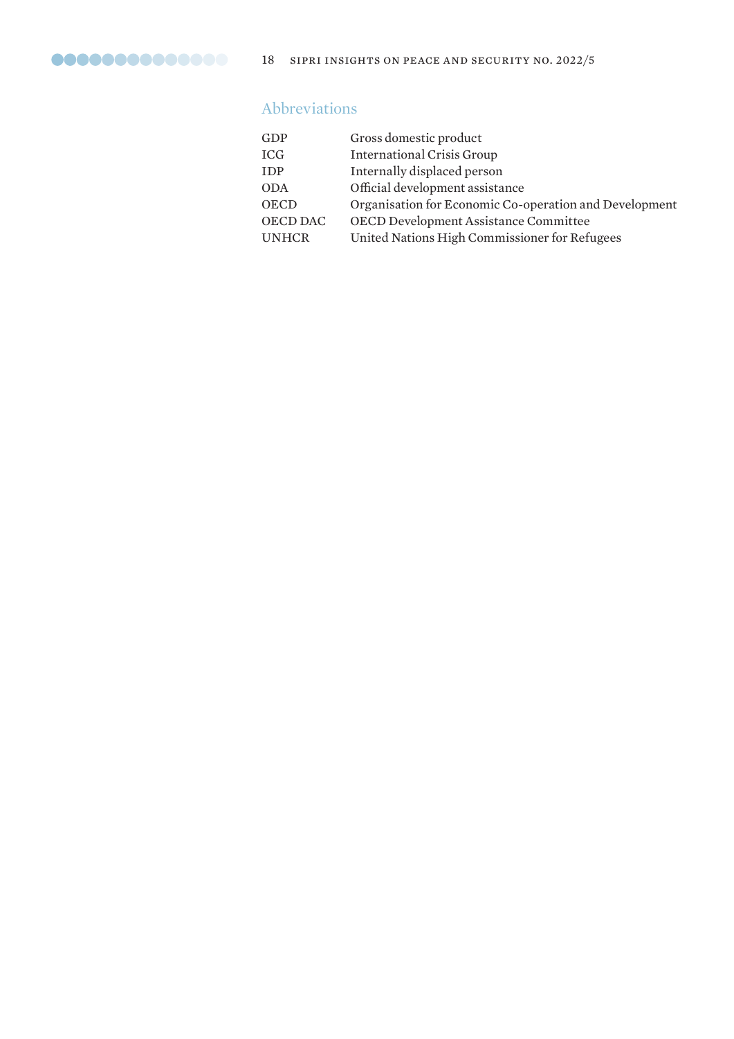## Abbreviations

| | |
|---|---|
| GDP | Gross domestic product |
| ICG | International Crisis Group |
| IDP | Internally displaced person |
| ODA | Official development assistance |
| OECD | Organisation for Economic Co-operation and Development |
| OECD DAC | OECD Development Assistance Committee |
| UNHCR | United Nations High Commissioner for Refugees |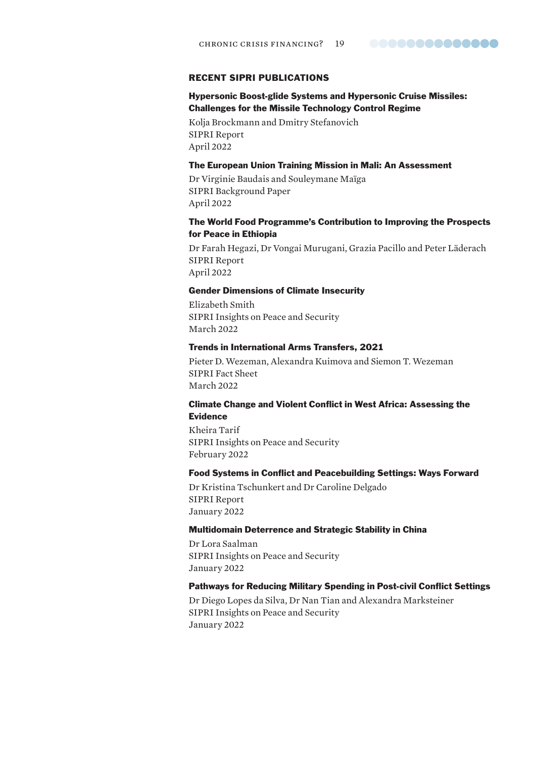## RECENT SIPRI PUBLICATIONS

**Hypersonic Boost-glide Systems and Hypersonic Cruise Missiles: Challenges for the Missile Technology Control Regime**

Kolja Brockmann and Dmitry Stefanovich
SIPRI Report
April 2022

**The European Union Training Mission in Mali: An Assessment**

Dr Virginie Baudais and Souleymane Maïga
SIPRI Background Paper
April 2022

**The World Food Programme's Contribution to Improving the Prospects for Peace in Ethiopia**

Dr Farah Hegazi, Dr Vongai Murugani, Grazia Pacillo and Peter Läderach
SIPRI Report
April 2022

**Gender Dimensions of Climate Insecurity**

Elizabeth Smith
SIPRI Insights on Peace and Security
March 2022

**Trends in International Arms Transfers, 2021**

Pieter D. Wezeman, Alexandra Kuimova and Siemon T. Wezeman
SIPRI Fact Sheet
March 2022

**Climate Change and Violent Conflict in West Africa: Assessing the Evidence**

Kheira Tarif
SIPRI Insights on Peace and Security
February 2022

**Food Systems in Conflict and Peacebuilding Settings: Ways Forward**

Dr Kristina Tschunkert and Dr Caroline Delgado
SIPRI Report
January 2022

**Multidomain Deterrence and Strategic Stability in China**

Dr Lora Saalman
SIPRI Insights on Peace and Security
January 2022

**Pathways for Reducing Military Spending in Post-civil Conflict Settings**

Dr Diego Lopes da Silva, Dr Nan Tian and Alexandra Marksteiner
SIPRI Insights on Peace and Security
January 2022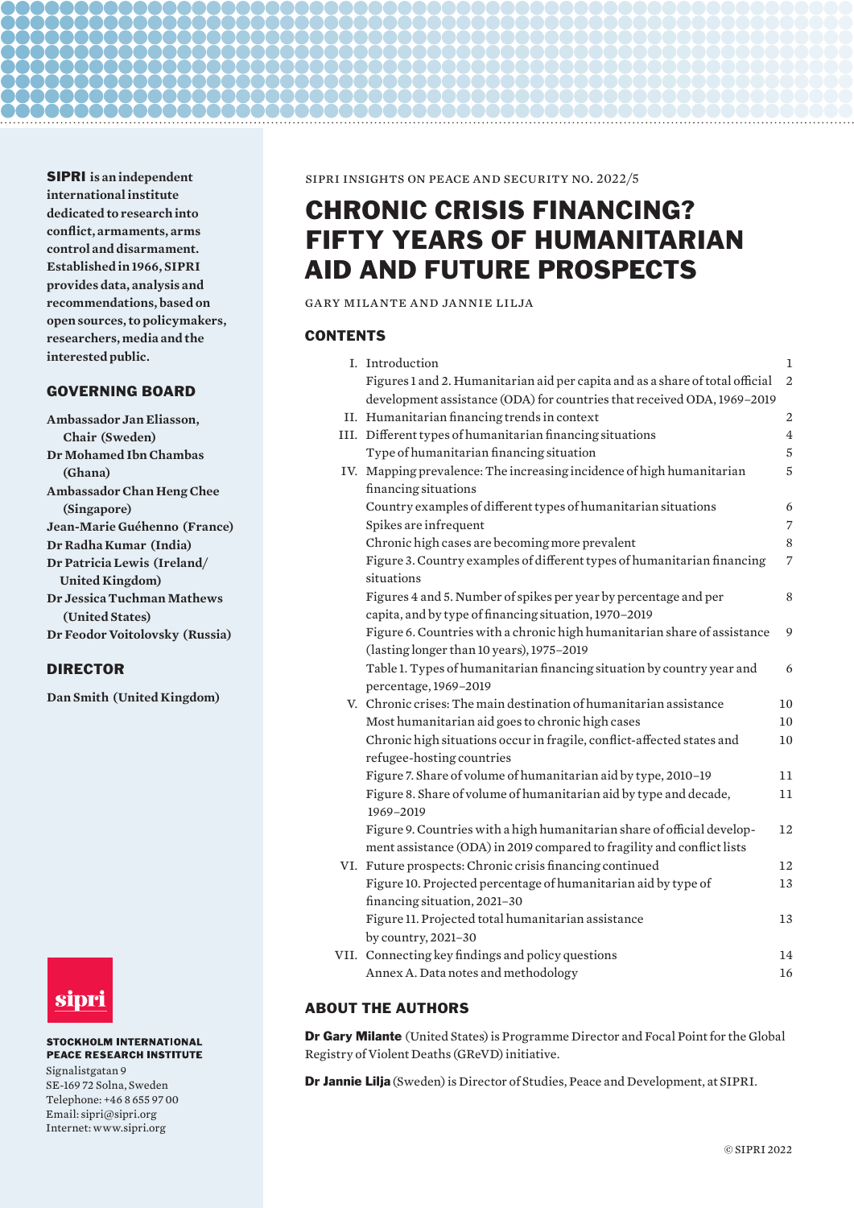**SIPRI** is an independent international institute dedicated to research into conflict, armaments, arms control and disarmament. Established in 1966, SIPRI provides data, analysis and recommendations, based on open sources, to policymakers, researchers, media and the interested public.

## GOVERNING BOARD

Ambassador Jan Eliasson, Chair (Sweden)
Dr Mohamed Ibn Chambas (Ghana)
Ambassador Chan Heng Chee (Singapore)
Jean-Marie Guéhenno (France)
Dr Radha Kumar (India)
Dr Patricia Lewis (Ireland/ United Kingdom)
Dr Jessica Tuchman Mathews (United States)
Dr Feodor Voitolovsky (Russia)

## DIRECTOR

Dan Smith (United Kingdom)

**STOCKHOLM INTERNATIONAL PEACE RESEARCH INSTITUTE**
Signalistgatan 9
SE-169 72 Solna, Sweden
Telephone: +46 8 655 97 00
Email: sipri@sipri.org
Internet: www.sipri.org

SIPRI INSIGHTS ON PEACE AND SECURITY NO. 2022/5

# CHRONIC CRISIS FINANCING? FIFTY YEARS OF HUMANITARIAN AID AND FUTURE PROSPECTS

GARY MILANTE AND JANNIE LILJA

## CONTENTS

| | | |
|---|---|---|
| I. | Introduction | 1 |
| | Figures 1 and 2. Humanitarian aid per capita and as a share of total official development assistance (ODA) for countries that received ODA, 1969–2019 | 2 |
| II. | Humanitarian financing trends in context | 2 |
| III. | Different types of humanitarian financing situations | 4 |
| | Type of humanitarian financing situation | 5 |
| IV. | Mapping prevalence: The increasing incidence of high humanitarian financing situations | 5 |
| | Country examples of different types of humanitarian situations | 6 |
| | Spikes are infrequent | 7 |
| | Chronic high cases are becoming more prevalent | 8 |
| | Figure 3. Country examples of different types of humanitarian financing situations | 7 |
| | Figures 4 and 5. Number of spikes per year by percentage and per capita, and by type of financing situation, 1970–2019 | 8 |
| | Figure 6. Countries with a chronic high humanitarian share of assistance (lasting longer than 10 years), 1975–2019 | 9 |
| | Table 1. Types of humanitarian financing situation by country year and percentage, 1969–2019 | 6 |
| V. | Chronic crises: The main destination of humanitarian assistance | 10 |
| | Most humanitarian aid goes to chronic high cases | 10 |
| | Chronic high situations occur in fragile, conflict-affected states and refugee-hosting countries | 10 |
| | Figure 7. Share of volume of humanitarian aid by type, 2010–19 | 11 |
| | Figure 8. Share of volume of humanitarian aid by type and decade, 1969–2019 | 11 |
| | Figure 9. Countries with a high humanitarian share of official development assistance (ODA) in 2019 compared to fragility and conflict lists | 12 |
| VI. | Future prospects: Chronic crisis financing continued | 12 |
| | Figure 10. Projected percentage of humanitarian aid by type of financing situation, 2021–30 | 13 |
| | Figure 11. Projected total humanitarian assistance by country, 2021–30 | 13 |
| VII. | Connecting key findings and policy questions | 14 |
| | Annex A. Data notes and methodology | 16 |

## ABOUT THE AUTHORS

**Dr Gary Milante** (United States) is Programme Director and Focal Point for the Global Registry of Violent Deaths (GReVD) initiative.

**Dr Jannie Lilja** (Sweden) is Director of Studies, Peace and Development, at SIPRI.

© SIPRI 2022